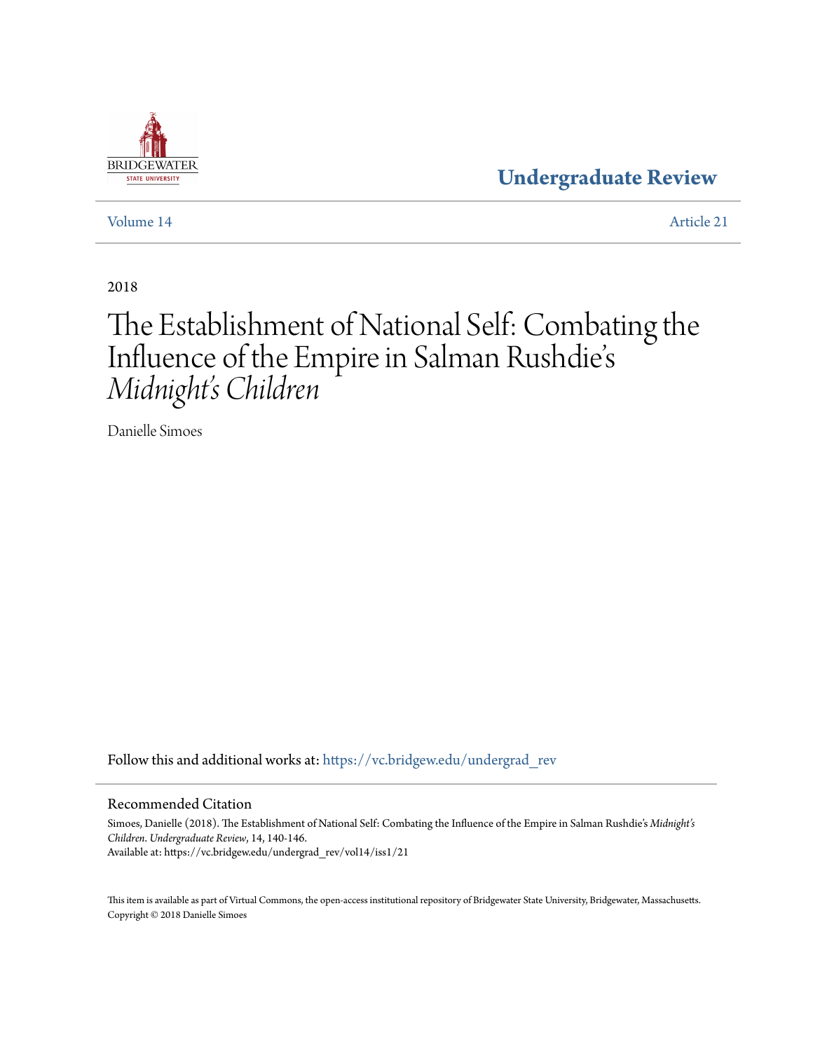Undergraduate Review

Volume 14 Article 21

2018

# The Establishment of National Self: Combating the Influence of the Empire in Salman Rushdie's *Midnight's Children*

Danielle Simoes

Follow this and additional works at: https://vc.bridgew.edu/undergrad_rev

## Recommended Citation

Simoes, Danielle (2018). The Establishment of National Self: Combating the Influence of the Empire in Salman Rushdie's *Midnight's Children*. *Undergraduate Review*, 14, 140-146.
Available at: https://vc.bridgew.edu/undergrad_rev/vol14/iss1/21

This item is available as part of Virtual Commons, the open-access institutional repository of Bridgewater State University, Bridgewater, Massachusetts.
Copyright © 2018 Danielle Simoes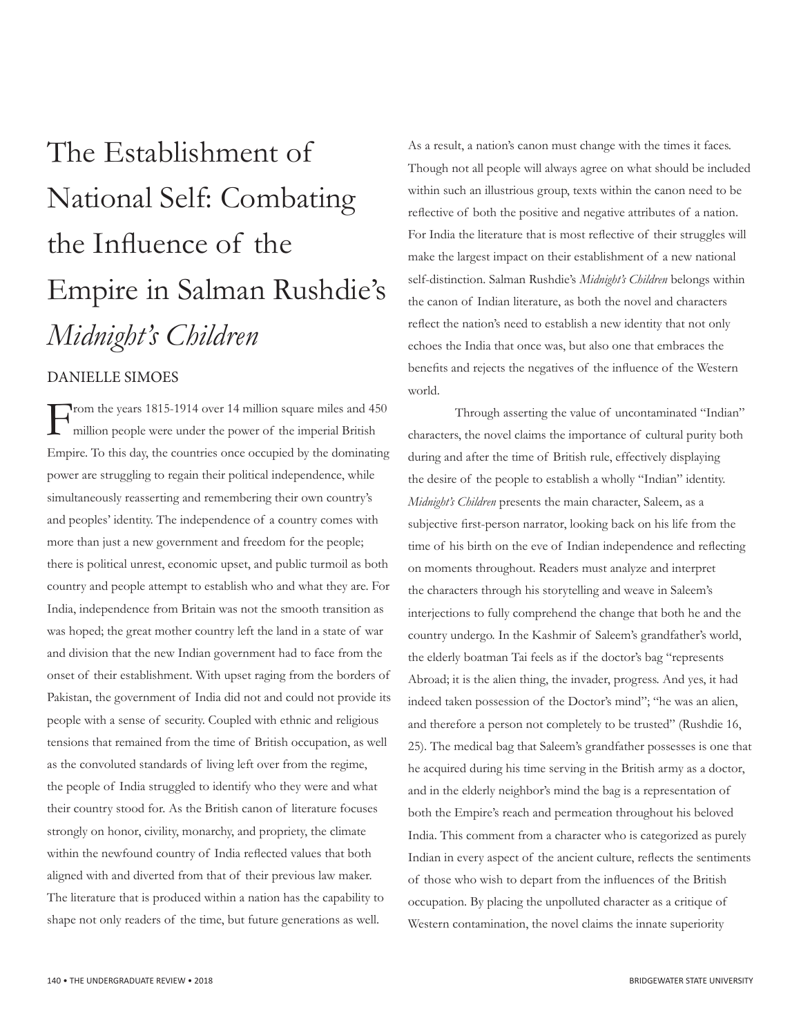# The Establishment of National Self: Combating the Influence of the Empire in Salman Rushdie's *Midnight's Children*

DANIELLE SIMOES

From the years 1815-1914 over 14 million square miles and 450 million people were under the power of the imperial British Empire. To this day, the countries once occupied by the dominating power are struggling to regain their political independence, while simultaneously reasserting and remembering their own country's and peoples' identity. The independence of a country comes with more than just a new government and freedom for the people; there is political unrest, economic upset, and public turmoil as both country and people attempt to establish who and what they are. For India, independence from Britain was not the smooth transition as was hoped; the great mother country left the land in a state of war and division that the new Indian government had to face from the onset of their establishment. With upset raging from the borders of Pakistan, the government of India did not and could not provide its people with a sense of security. Coupled with ethnic and religious tensions that remained from the time of British occupation, as well as the convoluted standards of living left over from the regime, the people of India struggled to identify who they were and what their country stood for. As the British canon of literature focuses strongly on honor, civility, monarchy, and propriety, the climate within the newfound country of India reflected values that both aligned with and diverted from that of their previous law maker. The literature that is produced within a nation has the capability to shape not only readers of the time, but future generations as well. As a result, a nation's canon must change with the times it faces. Though not all people will always agree on what should be included within such an illustrious group, texts within the canon need to be reflective of both the positive and negative attributes of a nation. For India the literature that is most reflective of their struggles will make the largest impact on their establishment of a new national self-distinction. Salman Rushdie's *Midnight's Children* belongs within the canon of Indian literature, as both the novel and characters reflect the nation's need to establish a new identity that not only echoes the India that once was, but also one that embraces the benefits and rejects the negatives of the influence of the Western world.

Through asserting the value of uncontaminated "Indian" characters, the novel claims the importance of cultural purity both during and after the time of British rule, effectively displaying the desire of the people to establish a wholly "Indian" identity. *Midnight's Children* presents the main character, Saleem, as a subjective first-person narrator, looking back on his life from the time of his birth on the eve of Indian independence and reflecting on moments throughout. Readers must analyze and interpret the characters through his storytelling and weave in Saleem's interjections to fully comprehend the change that both he and the country undergo. In the Kashmir of Saleem's grandfather's world, the elderly boatman Tai feels as if the doctor's bag "represents Abroad; it is the alien thing, the invader, progress. And yes, it had indeed taken possession of the Doctor's mind"; "he was an alien, and therefore a person not completely to be trusted" (Rushdie 16, 25). The medical bag that Saleem's grandfather possesses is one that he acquired during his time serving in the British army as a doctor, and in the elderly neighbor's mind the bag is a representation of both the Empire's reach and permeation throughout his beloved India. This comment from a character who is categorized as purely Indian in every aspect of the ancient culture, reflects the sentiments of those who wish to depart from the influences of the British occupation. By placing the unpolluted character as a critique of Western contamination, the novel claims the innate superiority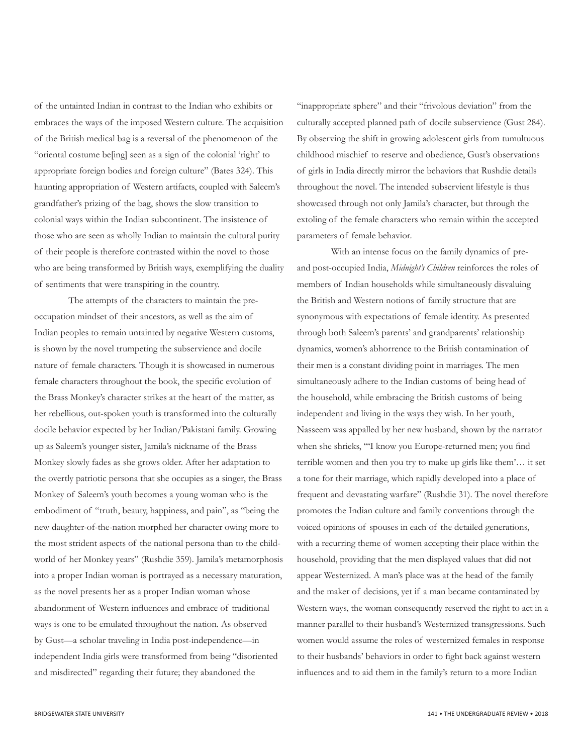of the untainted Indian in contrast to the Indian who exhibits or embraces the ways of the imposed Western culture. The acquisition of the British medical bag is a reversal of the phenomenon of the "oriental costume be[ing] seen as a sign of the colonial 'right' to appropriate foreign bodies and foreign culture" (Bates 324). This haunting appropriation of Western artifacts, coupled with Saleem's grandfather's prizing of the bag, shows the slow transition to colonial ways within the Indian subcontinent. The insistence of those who are seen as wholly Indian to maintain the cultural purity of their people is therefore contrasted within the novel to those who are being transformed by British ways, exemplifying the duality of sentiments that were transpiring in the country.

The attempts of the characters to maintain the pre-occupation mindset of their ancestors, as well as the aim of Indian peoples to remain untainted by negative Western customs, is shown by the novel trumpeting the subservience and docile nature of female characters. Though it is showcased in numerous female characters throughout the book, the specific evolution of the Brass Monkey's character strikes at the heart of the matter, as her rebellious, out-spoken youth is transformed into the culturally docile behavior expected by her Indian/Pakistani family. Growing up as Saleem's younger sister, Jamila's nickname of the Brass Monkey slowly fades as she grows older. After her adaptation to the overtly patriotic persona that she occupies as a singer, the Brass Monkey of Saleem's youth becomes a young woman who is the embodiment of "truth, beauty, happiness, and pain", as "being the new daughter-of-the-nation morphed her character owing more to the most strident aspects of the national persona than to the child-world of her Monkey years" (Rushdie 359). Jamila's metamorphosis into a proper Indian woman is portrayed as a necessary maturation, as the novel presents her as a proper Indian woman whose abandonment of Western influences and embrace of traditional ways is one to be emulated throughout the nation. As observed by Gust—a scholar traveling in India post-independence—in independent India girls were transformed from being "disoriented and misdirected" regarding their future; they abandoned the "inappropriate sphere" and their "frivolous deviation" from the culturally accepted planned path of docile subservience (Gust 284). By observing the shift in growing adolescent girls from tumultuous childhood mischief to reserve and obedience, Gust's observations of girls in India directly mirror the behaviors that Rushdie details throughout the novel. The intended subservient lifestyle is thus showcased through not only Jamila's character, but through the extoling of the female characters who remain within the accepted parameters of female behavior.

With an intense focus on the family dynamics of pre- and post-occupied India, *Midnight's Children* reinforces the roles of members of Indian households while simultaneously disvaluing the British and Western notions of family structure that are synonymous with expectations of female identity. As presented through both Saleem's parents' and grandparents' relationship dynamics, women's abhorrence to the British contamination of their men is a constant dividing point in marriages. The men simultaneously adhere to the Indian customs of being head of the household, while embracing the British customs of being independent and living in the ways they wish. In her youth, Nasseem was appalled by her new husband, shown by the narrator when she shrieks, "'I know you Europe-returned men; you find terrible women and then you try to make up girls like them'… it set a tone for their marriage, which rapidly developed into a place of frequent and devastating warfare" (Rushdie 31). The novel therefore promotes the Indian culture and family conventions through the voiced opinions of spouses in each of the detailed generations, with a recurring theme of women accepting their place within the household, providing that the men displayed values that did not appear Westernized. A man's place was at the head of the family and the maker of decisions, yet if a man became contaminated by Western ways, the woman consequently reserved the right to act in a manner parallel to their husband's Westernized transgressions. Such women would assume the roles of westernized females in response to their husbands' behaviors in order to fight back against western influences and to aid them in the family's return to a more Indian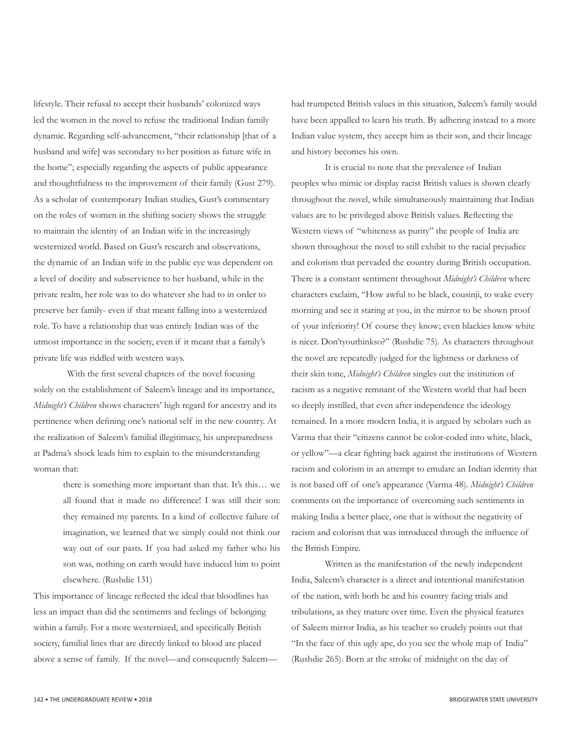lifestyle. Their refusal to accept their husbands' colonized ways led the women in the novel to refuse the traditional Indian family dynamic. Regarding self-advancement, "their relationship [that of a husband and wife] was secondary to her position as future wife in the home"; especially regarding the aspects of public appearance and thoughtfulness to the improvement of their family (Gust 279). As a scholar of contemporary Indian studies, Gust's commentary on the roles of women in the shifting society shows the struggle to maintain the identity of an Indian wife in the increasingly westernized world. Based on Gust's research and observations, the dynamic of an Indian wife in the public eye was dependent on a level of docility and subservience to her husband, while in the private realm, her role was to do whatever she had to in order to preserve her family- even if that meant falling into a westernized role. To have a relationship that was entirely Indian was of the utmost importance in the society, even if it meant that a family's private life was riddled with western ways.

With the first several chapters of the novel focusing solely on the establishment of Saleem's lineage and its importance, *Midnight's Children* shows characters' high regard for ancestry and its pertinence when defining one's national self in the new country. At the realization of Saleem's familial illegitimacy, his unpreparedness at Padma's shock leads him to explain to the misunderstanding woman that:

> there is something more important than that. It's this… we all found that it made no difference! I was still their son: they remained my parents. In a kind of collective failure of imagination, we learned that we simply could not think our way out of our pasts. If you had asked my father who his son was, nothing on earth would have induced him to point elsewhere. (Rushdie 131)

This importance of lineage reflected the ideal that bloodlines has less an impact than did the sentiments and feelings of belonging within a family. For a more westernized, and specifically British society, familial lines that are directly linked to blood are placed above a sense of family. If the novel—and consequently Saleem—had trumpeted British values in this situation, Saleem's family would have been appalled to learn his truth. By adhering instead to a more Indian value system, they accept him as their son, and their lineage and history becomes his own.

It is crucial to note that the prevalence of Indian peoples who mimic or display racist British values is shown clearly throughout the novel, while simultaneously maintaining that Indian values are to be privileged above British values. Reflecting the Western views of "whiteness as purity" the people of India are shown throughout the novel to still exhibit to the racial prejudice and colorism that pervaded the country during British occupation. There is a constant sentiment throughout *Midnight's Children* where characters exclaim, "How awful to be black, cousinji, to wake every morning and see it staring at you, in the mirror to be shown proof of your inferiority! Of course they know; even blackies know white is nicer. Don'tyouthinkso?" (Rushdie 75). As characters throughout the novel are repeatedly judged for the lightness or darkness of their skin tone, *Midnight's Children* singles out the institution of racism as a negative remnant of the Western world that had been so deeply instilled, that even after independence the ideology remained. In a more modern India, it is argued by scholars such as Varma that their "citizens cannot be color-coded into white, black, or yellow"—a clear fighting back against the institutions of Western racism and colorism in an attempt to emulate an Indian identity that is not based off of one's appearance (Varma 48). *Midnight's Children* comments on the importance of overcoming such sentiments in making India a better place, one that is without the negativity of racism and colorism that was introduced through the influence of the British Empire.

Written as the manifestation of the newly independent India, Saleem's character is a direct and intentional manifestation of the nation, with both he and his country facing trials and tribulations, as they mature over time. Even the physical features of Saleem mirror India, as his teacher so crudely points out that "In the face of this ugly ape, do you see the whole map of India" (Rushdie 265). Born at the stroke of midnight on the day of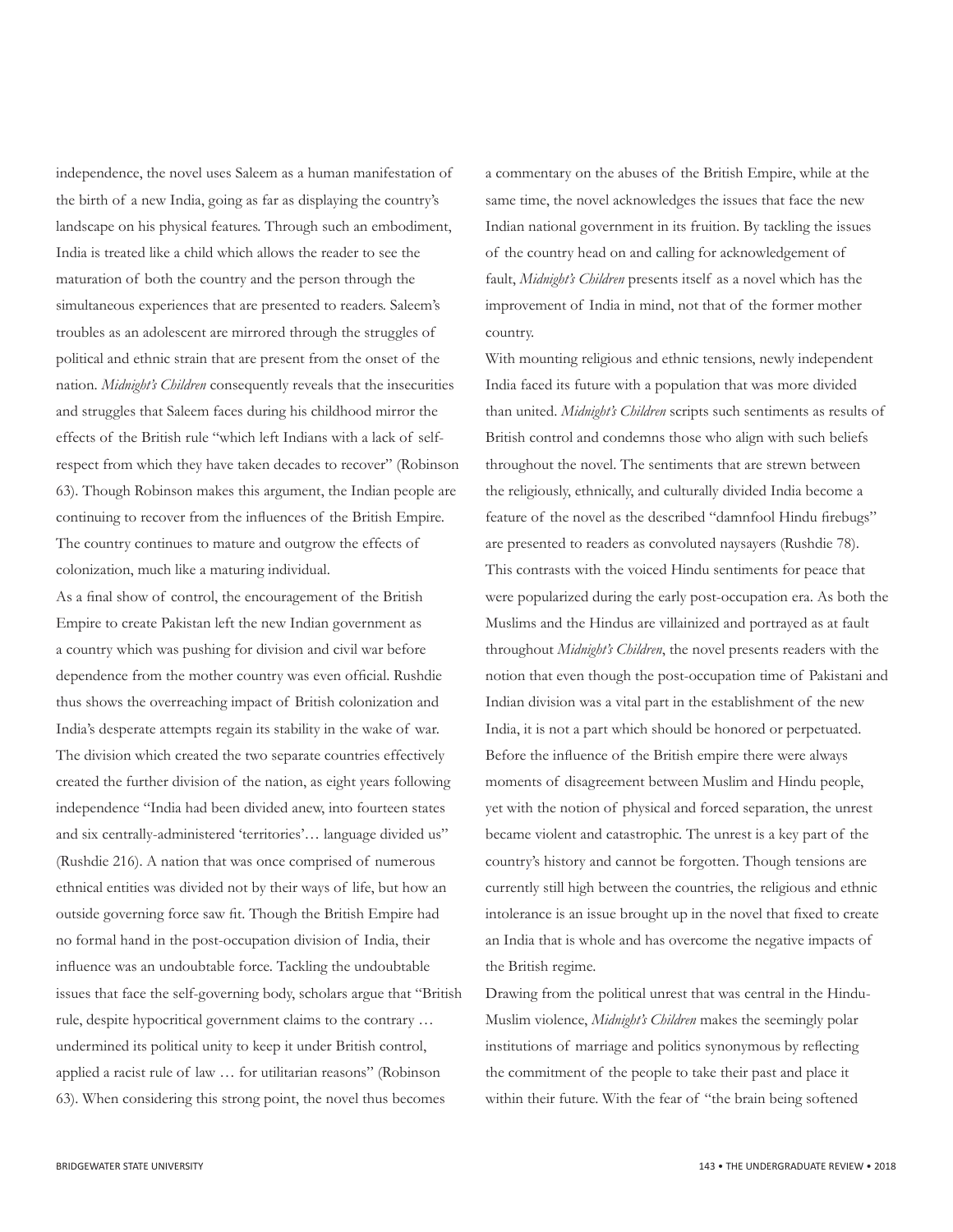independence, the novel uses Saleem as a human manifestation of the birth of a new India, going as far as displaying the country's landscape on his physical features. Through such an embodiment, India is treated like a child which allows the reader to see the maturation of both the country and the person through the simultaneous experiences that are presented to readers. Saleem's troubles as an adolescent are mirrored through the struggles of political and ethnic strain that are present from the onset of the nation. *Midnight's Children* consequently reveals that the insecurities and struggles that Saleem faces during his childhood mirror the effects of the British rule "which left Indians with a lack of self-respect from which they have taken decades to recover" (Robinson 63). Though Robinson makes this argument, the Indian people are continuing to recover from the influences of the British Empire. The country continues to mature and outgrow the effects of colonization, much like a maturing individual.

As a final show of control, the encouragement of the British Empire to create Pakistan left the new Indian government as a country which was pushing for division and civil war before dependence from the mother country was even official. Rushdie thus shows the overreaching impact of British colonization and India's desperate attempts regain its stability in the wake of war. The division which created the two separate countries effectively created the further division of the nation, as eight years following independence "India had been divided anew, into fourteen states and six centrally-administered 'territories'… language divided us" (Rushdie 216). A nation that was once comprised of numerous ethnical entities was divided not by their ways of life, but how an outside governing force saw fit. Though the British Empire had no formal hand in the post-occupation division of India, their influence was an undoubtable force. Tackling the undoubtable issues that face the self-governing body, scholars argue that "British rule, despite hypocritical government claims to the contrary … undermined its political unity to keep it under British control, applied a racist rule of law … for utilitarian reasons" (Robinson 63). When considering this strong point, the novel thus becomes a commentary on the abuses of the British Empire, while at the same time, the novel acknowledges the issues that face the new Indian national government in its fruition. By tackling the issues of the country head on and calling for acknowledgement of fault, *Midnight's Children* presents itself as a novel which has the improvement of India in mind, not that of the former mother country.

With mounting religious and ethnic tensions, newly independent India faced its future with a population that was more divided than united. *Midnight's Children* scripts such sentiments as results of British control and condemns those who align with such beliefs throughout the novel. The sentiments that are strewn between the religiously, ethnically, and culturally divided India become a feature of the novel as the described "damnfool Hindu firebugs" are presented to readers as convoluted naysayers (Rushdie 78). This contrasts with the voiced Hindu sentiments for peace that were popularized during the early post-occupation era. As both the Muslims and the Hindus are villainized and portrayed as at fault throughout *Midnight's Children*, the novel presents readers with the notion that even though the post-occupation time of Pakistani and Indian division was a vital part in the establishment of the new India, it is not a part which should be honored or perpetuated. Before the influence of the British empire there were always moments of disagreement between Muslim and Hindu people, yet with the notion of physical and forced separation, the unrest became violent and catastrophic. The unrest is a key part of the country's history and cannot be forgotten. Though tensions are currently still high between the countries, the religious and ethnic intolerance is an issue brought up in the novel that fixed to create an India that is whole and has overcome the negative impacts of the British regime.

Drawing from the political unrest that was central in the Hindu-Muslim violence, *Midnight's Children* makes the seemingly polar institutions of marriage and politics synonymous by reflecting the commitment of the people to take their past and place it within their future. With the fear of "the brain being softened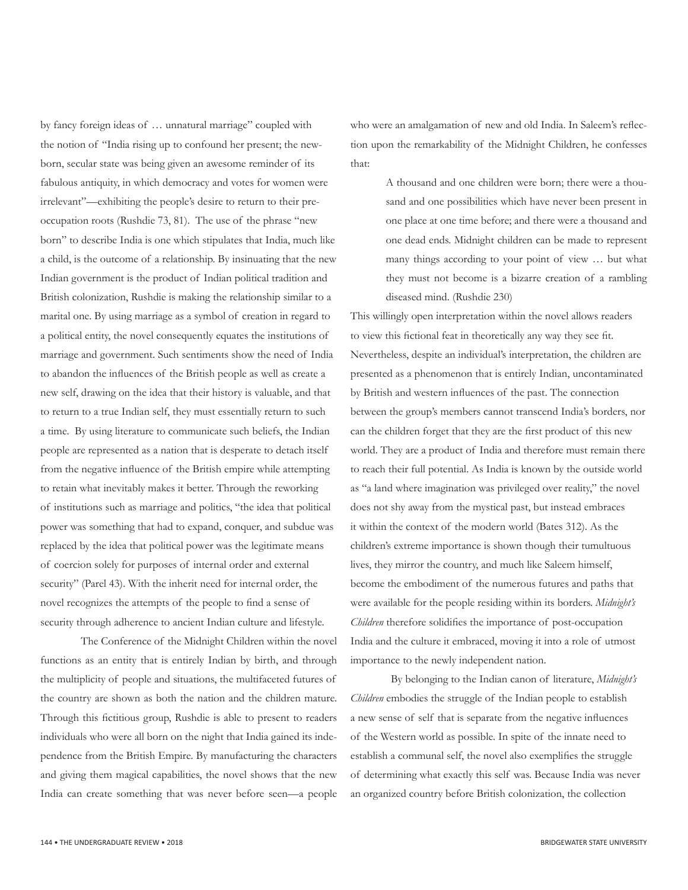by fancy foreign ideas of … unnatural marriage" coupled with the notion of "India rising up to confound her present; the newborn, secular state was being given an awesome reminder of its fabulous antiquity, in which democracy and votes for women were irrelevant"—exhibiting the people's desire to return to their pre-occupation roots (Rushdie 73, 81). The use of the phrase "new born" to describe India is one which stipulates that India, much like a child, is the outcome of a relationship. By insinuating that the new Indian government is the product of Indian political tradition and British colonization, Rushdie is making the relationship similar to a marital one. By using marriage as a symbol of creation in regard to a political entity, the novel consequently equates the institutions of marriage and government. Such sentiments show the need of India to abandon the influences of the British people as well as create a new self, drawing on the idea that their history is valuable, and that to return to a true Indian self, they must essentially return to such a time. By using literature to communicate such beliefs, the Indian people are represented as a nation that is desperate to detach itself from the negative influence of the British empire while attempting to retain what inevitably makes it better. Through the reworking of institutions such as marriage and politics, "the idea that political power was something that had to expand, conquer, and subdue was replaced by the idea that political power was the legitimate means of coercion solely for purposes of internal order and external security" (Parel 43). With the inherit need for internal order, the novel recognizes the attempts of the people to find a sense of security through adherence to ancient Indian culture and lifestyle.

The Conference of the Midnight Children within the novel functions as an entity that is entirely Indian by birth, and through the multiplicity of people and situations, the multifaceted futures of the country are shown as both the nation and the children mature. Through this fictitious group, Rushdie is able to present to readers individuals who were all born on the night that India gained its independence from the British Empire. By manufacturing the characters and giving them magical capabilities, the novel shows that the new India can create something that was never before seen—a people who were an amalgamation of new and old India. In Saleem's reflection upon the remarkability of the Midnight Children, he confesses that:

> A thousand and one children were born; there were a thousand and one possibilities which have never been present in one place at one time before; and there were a thousand and one dead ends. Midnight children can be made to represent many things according to your point of view … but what they must not become is a bizarre creation of a rambling diseased mind. (Rushdie 230)

This willingly open interpretation within the novel allows readers to view this fictional feat in theoretically any way they see fit. Nevertheless, despite an individual's interpretation, the children are presented as a phenomenon that is entirely Indian, uncontaminated by British and western influences of the past. The connection between the group's members cannot transcend India's borders, nor can the children forget that they are the first product of this new world. They are a product of India and therefore must remain there to reach their full potential. As India is known by the outside world as "a land where imagination was privileged over reality," the novel does not shy away from the mystical past, but instead embraces it within the context of the modern world (Bates 312). As the children's extreme importance is shown though their tumultuous lives, they mirror the country, and much like Saleem himself, become the embodiment of the numerous futures and paths that were available for the people residing within its borders. *Midnight's Children* therefore solidifies the importance of post-occupation India and the culture it embraced, moving it into a role of utmost importance to the newly independent nation.

By belonging to the Indian canon of literature, *Midnight's Children* embodies the struggle of the Indian people to establish a new sense of self that is separate from the negative influences of the Western world as possible. In spite of the innate need to establish a communal self, the novel also exemplifies the struggle of determining what exactly this self was. Because India was never an organized country before British colonization, the collection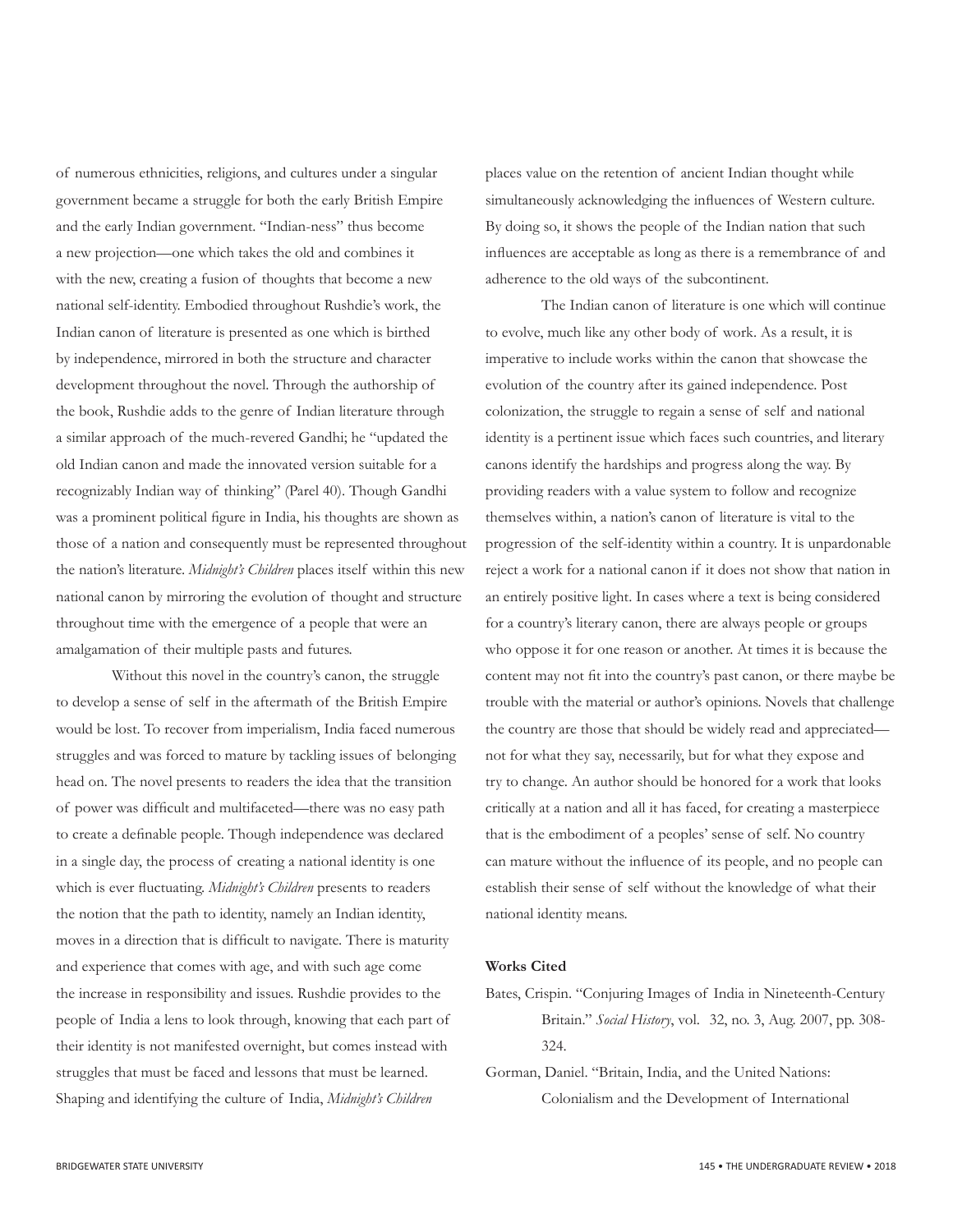of numerous ethnicities, religions, and cultures under a singular government became a struggle for both the early British Empire and the early Indian government. "Indian-ness" thus become a new projection—one which takes the old and combines it with the new, creating a fusion of thoughts that become a new national self-identity. Embodied throughout Rushdie's work, the Indian canon of literature is presented as one which is birthed by independence, mirrored in both the structure and character development throughout the novel. Through the authorship of the book, Rushdie adds to the genre of Indian literature through a similar approach of the much-revered Gandhi; he "updated the old Indian canon and made the innovated version suitable for a recognizably Indian way of thinking" (Parel 40). Though Gandhi was a prominent political figure in India, his thoughts are shown as those of a nation and consequently must be represented throughout the nation's literature. *Midnight's Children* places itself within this new national canon by mirroring the evolution of thought and structure throughout time with the emergence of a people that were an amalgamation of their multiple pasts and futures.

Without this novel in the country's canon, the struggle to develop a sense of self in the aftermath of the British Empire would be lost. To recover from imperialism, India faced numerous struggles and was forced to mature by tackling issues of belonging head on. The novel presents to readers the idea that the transition of power was difficult and multifaceted—there was no easy path to create a definable people. Though independence was declared in a single day, the process of creating a national identity is one which is ever fluctuating. *Midnight's Children* presents to readers the notion that the path to identity, namely an Indian identity, moves in a direction that is difficult to navigate. There is maturity and experience that comes with age, and with such age come the increase in responsibility and issues. Rushdie provides to the people of India a lens to look through, knowing that each part of their identity is not manifested overnight, but comes instead with struggles that must be faced and lessons that must be learned. Shaping and identifying the culture of India, *Midnight's Children* places value on the retention of ancient Indian thought while simultaneously acknowledging the influences of Western culture. By doing so, it shows the people of the Indian nation that such influences are acceptable as long as there is a remembrance of and adherence to the old ways of the subcontinent.

The Indian canon of literature is one which will continue to evolve, much like any other body of work. As a result, it is imperative to include works within the canon that showcase the evolution of the country after its gained independence. Post colonization, the struggle to regain a sense of self and national identity is a pertinent issue which faces such countries, and literary canons identify the hardships and progress along the way. By providing readers with a value system to follow and recognize themselves within, a nation's canon of literature is vital to the progression of the self-identity within a country. It is unpardonable reject a work for a national canon if it does not show that nation in an entirely positive light. In cases where a text is being considered for a country's literary canon, there are always people or groups who oppose it for one reason or another. At times it is because the content may not fit into the country's past canon, or there maybe be trouble with the material or author's opinions. Novels that challenge the country are those that should be widely read and appreciated—not for what they say, necessarily, but for what they expose and try to change. An author should be honored for a work that looks critically at a nation and all it has faced, for creating a masterpiece that is the embodiment of a peoples' sense of self. No country can mature without the influence of its people, and no people can establish their sense of self without the knowledge of what their national identity means.

**Works Cited**

Bates, Crispin. "Conjuring Images of India in Nineteenth-Century Britain." *Social History*, vol. 32, no. 3, Aug. 2007, pp. 308-324.

Gorman, Daniel. "Britain, India, and the United Nations: Colonialism and the Development of International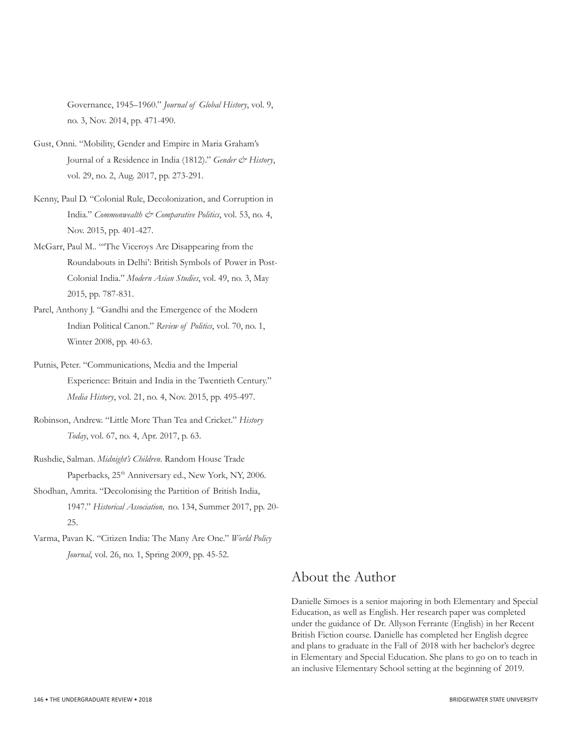Governance, 1945–1960." *Journal of Global History*, vol. 9, no. 3, Nov. 2014, pp. 471-490.

Gust, Onni. "Mobility, Gender and Empire in Maria Graham's Journal of a Residence in India (1812)." *Gender & History*, vol. 29, no. 2, Aug. 2017, pp. 273-291.

Kenny, Paul D. "Colonial Rule, Decolonization, and Corruption in India." *Commonwealth & Comparative Politics*, vol. 53, no. 4, Nov. 2015, pp. 401-427.

McGarr, Paul M.. "'The Viceroys Are Disappearing from the Roundabouts in Delhi': British Symbols of Power in Post-Colonial India." *Modern Asian Studies*, vol. 49, no. 3, May 2015, pp. 787-831.

Parel, Anthony J. "Gandhi and the Emergence of the Modern Indian Political Canon." *Review of Politics*, vol. 70, no. 1, Winter 2008, pp. 40-63.

Putnis, Peter. "Communications, Media and the Imperial Experience: Britain and India in the Twentieth Century." *Media History*, vol. 21, no. 4, Nov. 2015, pp. 495-497.

Robinson, Andrew. "Little More Than Tea and Cricket." *History Today*, vol. 67, no. 4, Apr. 2017, p. 63.

Rushdie, Salman. *Midnight's Children.* Random House Trade Paperbacks, 25th Anniversary ed., New York, NY, 2006.

Shodhan, Amrita. "Decolonising the Partition of British India, 1947." *Historical Association,* no. 134, Summer 2017, pp. 20-25.

Varma, Pavan K. "Citizen India: The Many Are One." *World Policy Journal*, vol. 26, no. 1, Spring 2009, pp. 45-52.

## About the Author

Danielle Simoes is a senior majoring in both Elementary and Special Education, as well as English. Her research paper was completed under the guidance of Dr. Allyson Ferrante (English) in her Recent British Fiction course. Danielle has completed her English degree and plans to graduate in the Fall of 2018 with her bachelor's degree in Elementary and Special Education. She plans to go on to teach in an inclusive Elementary School setting at the beginning of 2019.